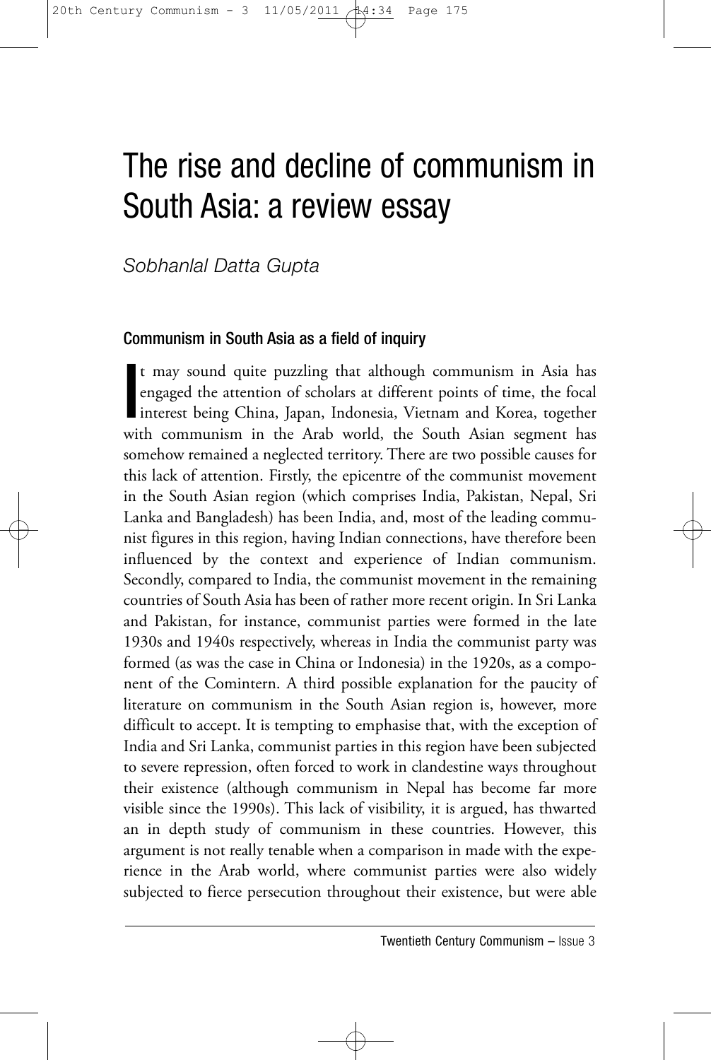# The rise and decline of communism in South Asia: a review essay

*Sobhanlal Datta Gupta*

## Communism in South Asia as a field of inquiry

It may sound quite puzzling that although communism in Asia has engaged the attention of scholars at different points of time, the focal interest being China, Japan, Indonesia, Vietnam and Korea, together with communism in the Arab world, the South Asian segment has somehow remained a neglected territory. There are two possible causes for this lack of attention. Firstly, the epicentre of the communist movement in the South Asian region (which comprises India, Pakistan, Nepal, Sri Lanka and Bangladesh) has been India, and, most of the leading communist figures in this region, having Indian connections, have therefore been influenced by the context and experience of Indian communism. Secondly, compared to India, the communist movement in the remaining countries of South Asia has been of rather more recent origin. In Sri Lanka and Pakistan, for instance, communist parties were formed in the late 1930s and 1940s respectively, whereas in India the communist party was formed (as was the case in China or Indonesia) in the 1920s, as a component of the Comintern. A third possible explanation for the paucity of literature on communism in the South Asian region is, however, more difficult to accept. It is tempting to emphasise that, with the exception of India and Sri Lanka, communist parties in this region have been subjected to severe repression, often forced to work in clandestine ways throughout their existence (although communism in Nepal has become far more visible since the 1990s). This lack of visibility, it is argued, has thwarted an in depth study of communism in these countries. However, this argument is not really tenable when a comparison in made with the experience in the Arab world, where communist parties were also widely subjected to fierce persecution throughout their existence, but were able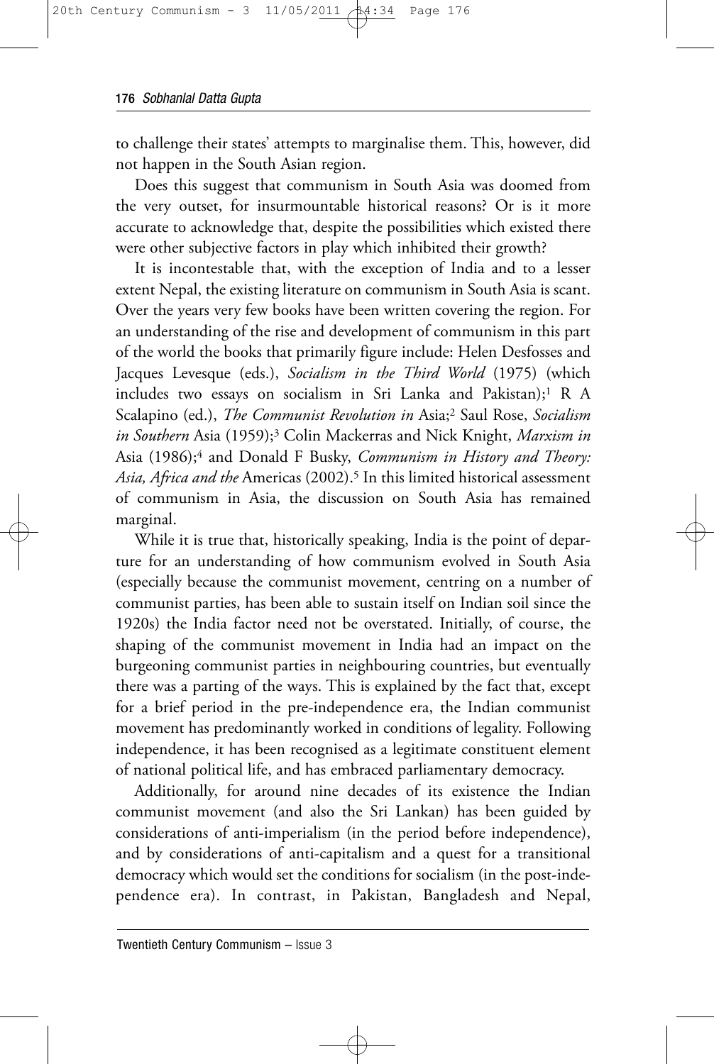to challenge their states' attempts to marginalise them. This, however, did not happen in the South Asian region.

Does this suggest that communism in South Asia was doomed from the very outset, for insurmountable historical reasons? Or is it more accurate to acknowledge that, despite the possibilities which existed there were other subjective factors in play which inhibited their growth?

It is incontestable that, with the exception of India and to a lesser extent Nepal, the existing literature on communism in South Asia is scant. Over the years very few books have been written covering the region. For an understanding of the rise and development of communism in this part of the world the books that primarily figure include: Helen Desfosses and Jacques Levesque (eds.), *Socialism in the Third World* (1975) (which includes two essays on socialism in Sri Lanka and Pakistan);[1] R A Scalapino (ed.), *The Communist Revolution in* Asia;[2] Saul Rose, *Socialism in Southern* Asia (1959);[3] Colin Mackerras and Nick Knight, *Marxism in* Asia (1986);[4] and Donald F Busky, *Communism in History and Theory: Asia, Africa and the* Americas (2002).[5] In this limited historical assessment of communism in Asia, the discussion on South Asia has remained marginal.

While it is true that, historically speaking, India is the point of departure for an understanding of how communism evolved in South Asia (especially because the communist movement, centring on a number of communist parties, has been able to sustain itself on Indian soil since the 1920s) the India factor need not be overstated. Initially, of course, the shaping of the communist movement in India had an impact on the burgeoning communist parties in neighbouring countries, but eventually there was a parting of the ways. This is explained by the fact that, except for a brief period in the pre-independence era, the Indian communist movement has predominantly worked in conditions of legality. Following independence, it has been recognised as a legitimate constituent element of national political life, and has embraced parliamentary democracy.

Additionally, for around nine decades of its existence the Indian communist movement (and also the Sri Lankan) has been guided by considerations of anti-imperialism (in the period before independence), and by considerations of anti-capitalism and a quest for a transitional democracy which would set the conditions for socialism (in the post-independence era). In contrast, in Pakistan, Bangladesh and Nepal,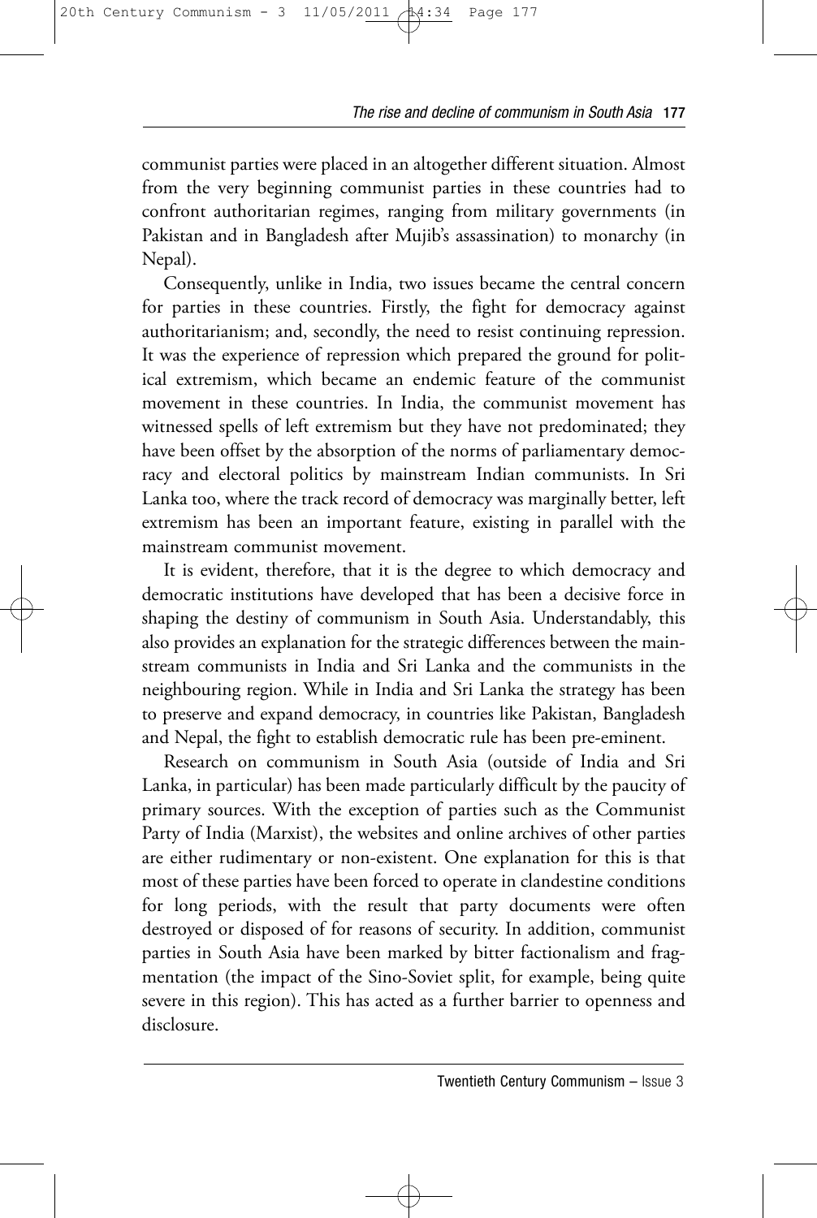communist parties were placed in an altogether different situation. Almost from the very beginning communist parties in these countries had to confront authoritarian regimes, ranging from military governments (in Pakistan and in Bangladesh after Mujib's assassination) to monarchy (in Nepal).

Consequently, unlike in India, two issues became the central concern for parties in these countries. Firstly, the fight for democracy against authoritarianism; and, secondly, the need to resist continuing repression. It was the experience of repression which prepared the ground for political extremism, which became an endemic feature of the communist movement in these countries. In India, the communist movement has witnessed spells of left extremism but they have not predominated; they have been offset by the absorption of the norms of parliamentary democracy and electoral politics by mainstream Indian communists. In Sri Lanka too, where the track record of democracy was marginally better, left extremism has been an important feature, existing in parallel with the mainstream communist movement.

It is evident, therefore, that it is the degree to which democracy and democratic institutions have developed that has been a decisive force in shaping the destiny of communism in South Asia. Understandably, this also provides an explanation for the strategic differences between the mainstream communists in India and Sri Lanka and the communists in the neighbouring region. While in India and Sri Lanka the strategy has been to preserve and expand democracy, in countries like Pakistan, Bangladesh and Nepal, the fight to establish democratic rule has been pre-eminent.

Research on communism in South Asia (outside of India and Sri Lanka, in particular) has been made particularly difficult by the paucity of primary sources. With the exception of parties such as the Communist Party of India (Marxist), the websites and online archives of other parties are either rudimentary or non-existent. One explanation for this is that most of these parties have been forced to operate in clandestine conditions for long periods, with the result that party documents were often destroyed or disposed of for reasons of security. In addition, communist parties in South Asia have been marked by bitter factionalism and fragmentation (the impact of the Sino-Soviet split, for example, being quite severe in this region). This has acted as a further barrier to openness and disclosure.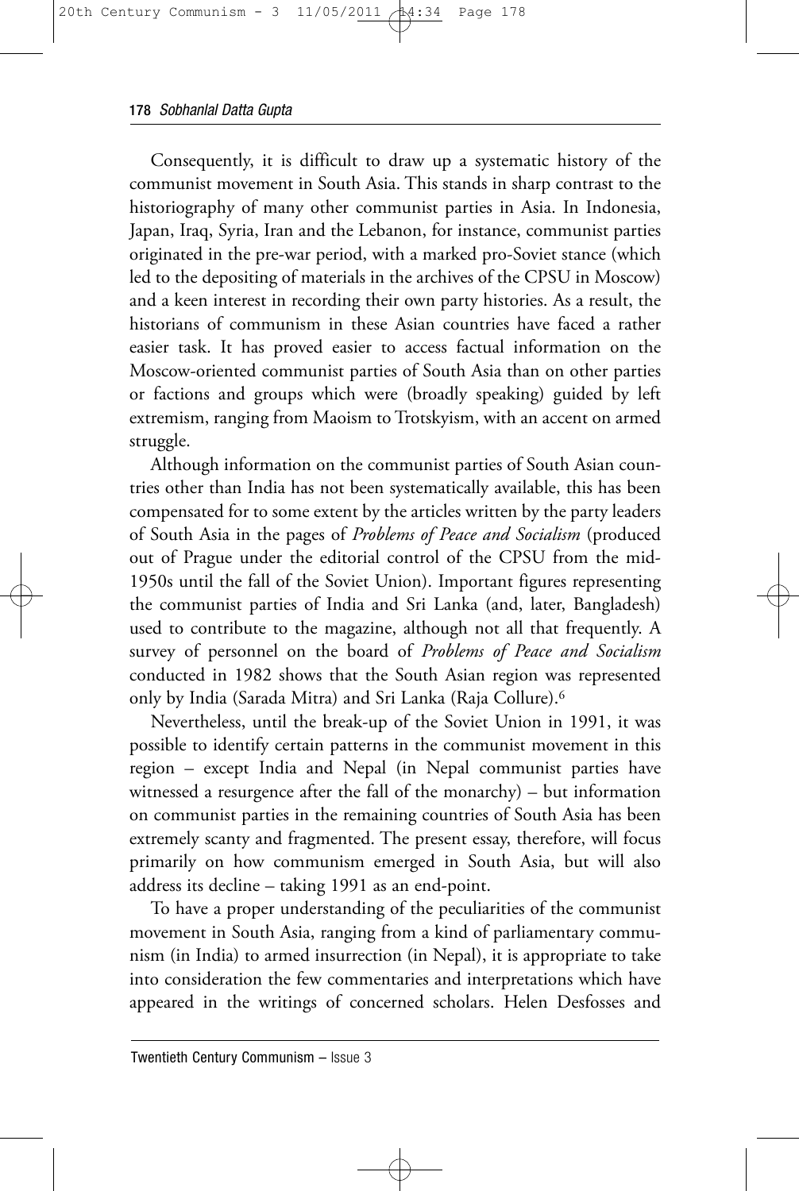Consequently, it is difficult to draw up a systematic history of the communist movement in South Asia. This stands in sharp contrast to the historiography of many other communist parties in Asia. In Indonesia, Japan, Iraq, Syria, Iran and the Lebanon, for instance, communist parties originated in the pre-war period, with a marked pro-Soviet stance (which led to the depositing of materials in the archives of the CPSU in Moscow) and a keen interest in recording their own party histories. As a result, the historians of communism in these Asian countries have faced a rather easier task. It has proved easier to access factual information on the Moscow-oriented communist parties of South Asia than on other parties or factions and groups which were (broadly speaking) guided by left extremism, ranging from Maoism to Trotskyism, with an accent on armed struggle.

Although information on the communist parties of South Asian countries other than India has not been systematically available, this has been compensated for to some extent by the articles written by the party leaders of South Asia in the pages of *Problems of Peace and Socialism* (produced out of Prague under the editorial control of the CPSU from the mid-1950s until the fall of the Soviet Union). Important figures representing the communist parties of India and Sri Lanka (and, later, Bangladesh) used to contribute to the magazine, although not all that frequently. A survey of personnel on the board of *Problems of Peace and Socialism* conducted in 1982 shows that the South Asian region was represented only by India (Sarada Mitra) and Sri Lanka (Raja Collure).[6]

Nevertheless, until the break-up of the Soviet Union in 1991, it was possible to identify certain patterns in the communist movement in this region – except India and Nepal (in Nepal communist parties have witnessed a resurgence after the fall of the monarchy) – but information on communist parties in the remaining countries of South Asia has been extremely scanty and fragmented. The present essay, therefore, will focus primarily on how communism emerged in South Asia, but will also address its decline – taking 1991 as an end-point.

To have a proper understanding of the peculiarities of the communist movement in South Asia, ranging from a kind of parliamentary communism (in India) to armed insurrection (in Nepal), it is appropriate to take into consideration the few commentaries and interpretations which have appeared in the writings of concerned scholars. Helen Desfosses and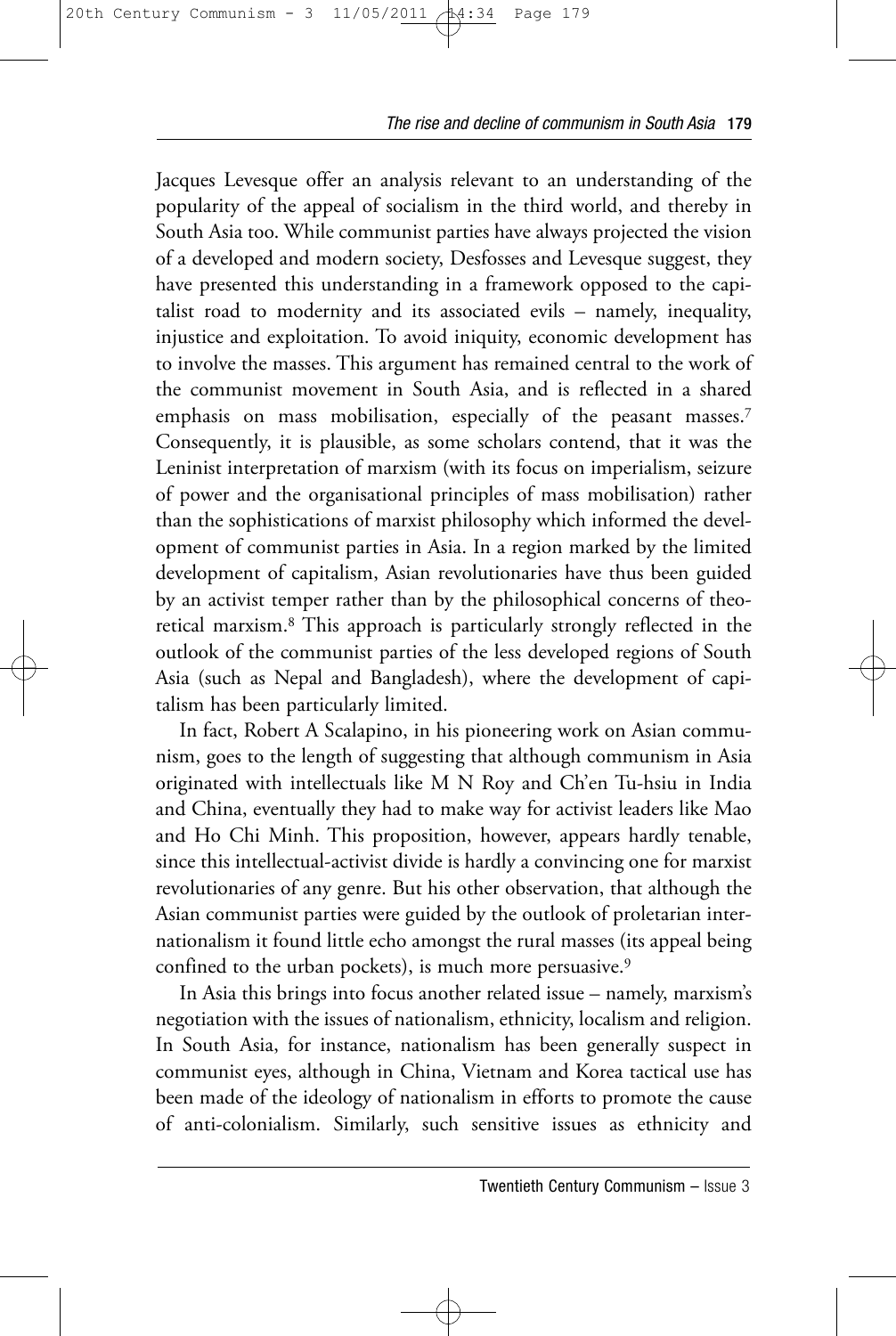Jacques Levesque offer an analysis relevant to an understanding of the popularity of the appeal of socialism in the third world, and thereby in South Asia too. While communist parties have always projected the vision of a developed and modern society, Desfosses and Levesque suggest, they have presented this understanding in a framework opposed to the capitalist road to modernity and its associated evils – namely, inequality, injustice and exploitation. To avoid iniquity, economic development has to involve the masses. This argument has remained central to the work of the communist movement in South Asia, and is reflected in a shared emphasis on mass mobilisation, especially of the peasant masses.[7] Consequently, it is plausible, as some scholars contend, that it was the Leninist interpretation of marxism (with its focus on imperialism, seizure of power and the organisational principles of mass mobilisation) rather than the sophistications of marxist philosophy which informed the development of communist parties in Asia. In a region marked by the limited development of capitalism, Asian revolutionaries have thus been guided by an activist temper rather than by the philosophical concerns of theoretical marxism.[8] This approach is particularly strongly reflected in the outlook of the communist parties of the less developed regions of South Asia (such as Nepal and Bangladesh), where the development of capitalism has been particularly limited.

In fact, Robert A Scalapino, in his pioneering work on Asian communism, goes to the length of suggesting that although communism in Asia originated with intellectuals like M N Roy and Ch'en Tu-hsiu in India and China, eventually they had to make way for activist leaders like Mao and Ho Chi Minh. This proposition, however, appears hardly tenable, since this intellectual-activist divide is hardly a convincing one for marxist revolutionaries of any genre. But his other observation, that although the Asian communist parties were guided by the outlook of proletarian internationalism it found little echo amongst the rural masses (its appeal being confined to the urban pockets), is much more persuasive.[9]

In Asia this brings into focus another related issue – namely, marxism's negotiation with the issues of nationalism, ethnicity, localism and religion. In South Asia, for instance, nationalism has been generally suspect in communist eyes, although in China, Vietnam and Korea tactical use has been made of the ideology of nationalism in efforts to promote the cause of anti-colonialism. Similarly, such sensitive issues as ethnicity and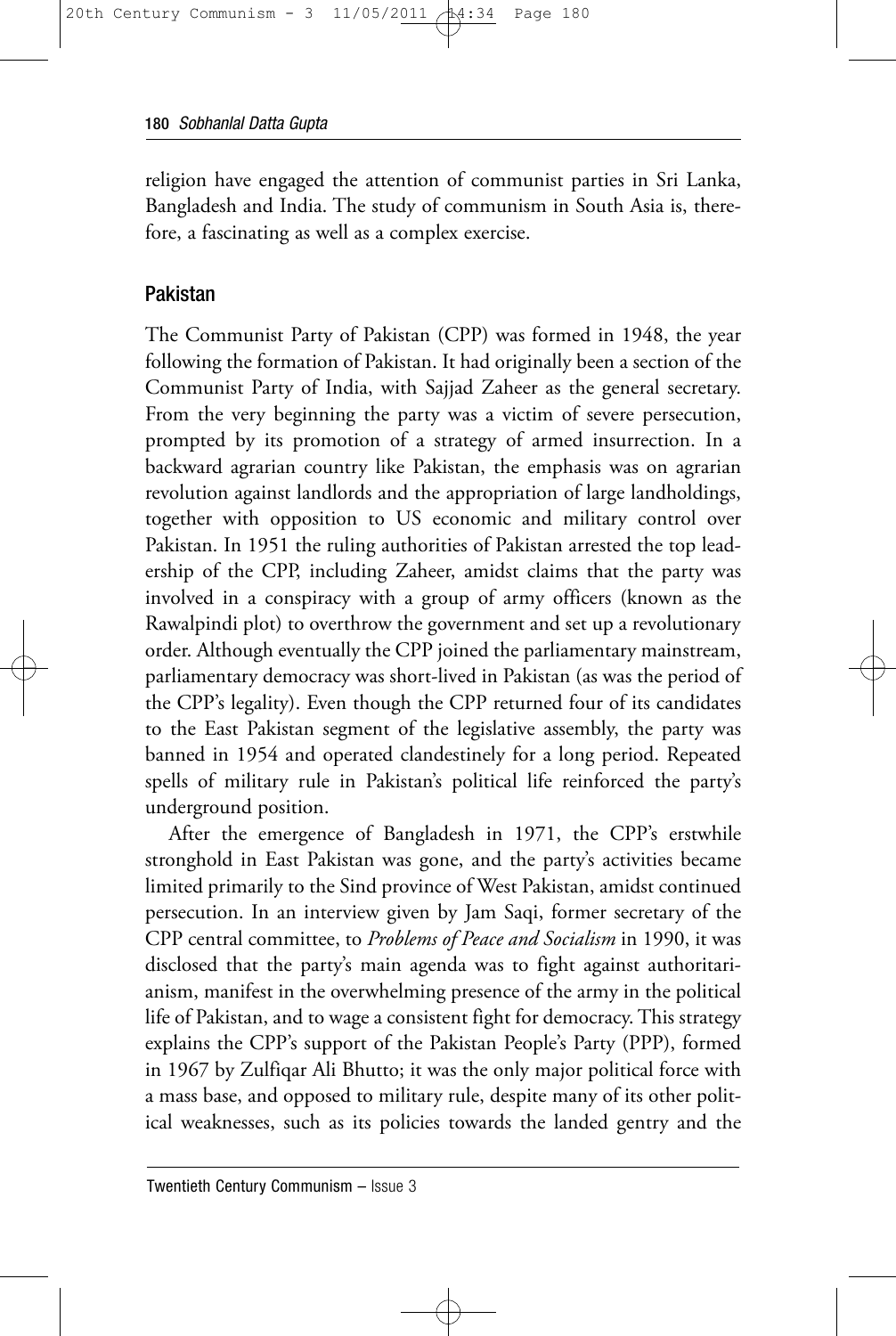religion have engaged the attention of communist parties in Sri Lanka, Bangladesh and India. The study of communism in South Asia is, therefore, a fascinating as well as a complex exercise.

## Pakistan

The Communist Party of Pakistan (CPP) was formed in 1948, the year following the formation of Pakistan. It had originally been a section of the Communist Party of India, with Sajjad Zaheer as the general secretary. From the very beginning the party was a victim of severe persecution, prompted by its promotion of a strategy of armed insurrection. In a backward agrarian country like Pakistan, the emphasis was on agrarian revolution against landlords and the appropriation of large landholdings, together with opposition to US economic and military control over Pakistan. In 1951 the ruling authorities of Pakistan arrested the top leadership of the CPP, including Zaheer, amidst claims that the party was involved in a conspiracy with a group of army officers (known as the Rawalpindi plot) to overthrow the government and set up a revolutionary order. Although eventually the CPP joined the parliamentary mainstream, parliamentary democracy was short-lived in Pakistan (as was the period of the CPP's legality). Even though the CPP returned four of its candidates to the East Pakistan segment of the legislative assembly, the party was banned in 1954 and operated clandestinely for a long period. Repeated spells of military rule in Pakistan's political life reinforced the party's underground position.

After the emergence of Bangladesh in 1971, the CPP's erstwhile stronghold in East Pakistan was gone, and the party's activities became limited primarily to the Sind province of West Pakistan, amidst continued persecution. In an interview given by Jam Saqi, former secretary of the CPP central committee, to *Problems of Peace and Socialism* in 1990, it was disclosed that the party's main agenda was to fight against authoritarianism, manifest in the overwhelming presence of the army in the political life of Pakistan, and to wage a consistent fight for democracy. This strategy explains the CPP's support of the Pakistan People's Party (PPP), formed in 1967 by Zulfiqar Ali Bhutto; it was the only major political force with a mass base, and opposed to military rule, despite many of its other political weaknesses, such as its policies towards the landed gentry and the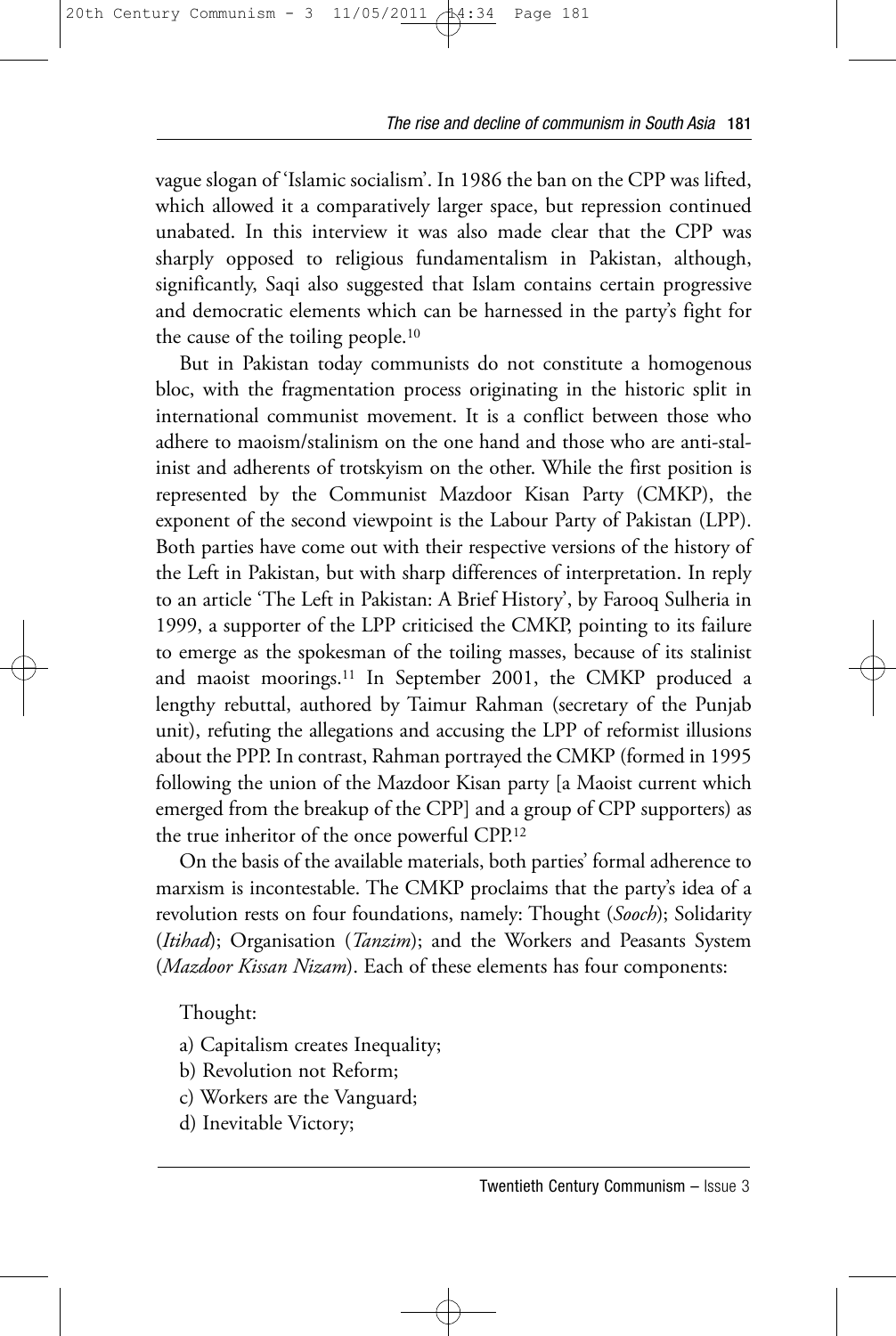vague slogan of 'Islamic socialism'. In 1986 the ban on the CPP was lifted, which allowed it a comparatively larger space, but repression continued unabated. In this interview it was also made clear that the CPP was sharply opposed to religious fundamentalism in Pakistan, although, significantly, Saqi also suggested that Islam contains certain progressive and democratic elements which can be harnessed in the party's fight for the cause of the toiling people.[10]

But in Pakistan today communists do not constitute a homogenous bloc, with the fragmentation process originating in the historic split in international communist movement. It is a conflict between those who adhere to maoism/stalinism on the one hand and those who are anti-stalinist and adherents of trotskyism on the other. While the first position is represented by the Communist Mazdoor Kisan Party (CMKP), the exponent of the second viewpoint is the Labour Party of Pakistan (LPP). Both parties have come out with their respective versions of the history of the Left in Pakistan, but with sharp differences of interpretation. In reply to an article 'The Left in Pakistan: A Brief History', by Farooq Sulheria in 1999, a supporter of the LPP criticised the CMKP, pointing to its failure to emerge as the spokesman of the toiling masses, because of its stalinist and maoist moorings.[11] In September 2001, the CMKP produced a lengthy rebuttal, authored by Taimur Rahman (secretary of the Punjab unit), refuting the allegations and accusing the LPP of reformist illusions about the PPP. In contrast, Rahman portrayed the CMKP (formed in 1995 following the union of the Mazdoor Kisan party [a Maoist current which emerged from the breakup of the CPP] and a group of CPP supporters) as the true inheritor of the once powerful CPP.[12]

On the basis of the available materials, both parties' formal adherence to marxism is incontestable. The CMKP proclaims that the party's idea of a revolution rests on four foundations, namely: Thought (*Sooch*); Solidarity (*Itihad*); Organisation (*Tanzim*); and the Workers and Peasants System (*Mazdoor Kissan Nizam*). Each of these elements has four components:

Thought:

a) Capitalism creates Inequality;
b) Revolution not Reform;
c) Workers are the Vanguard;
d) Inevitable Victory;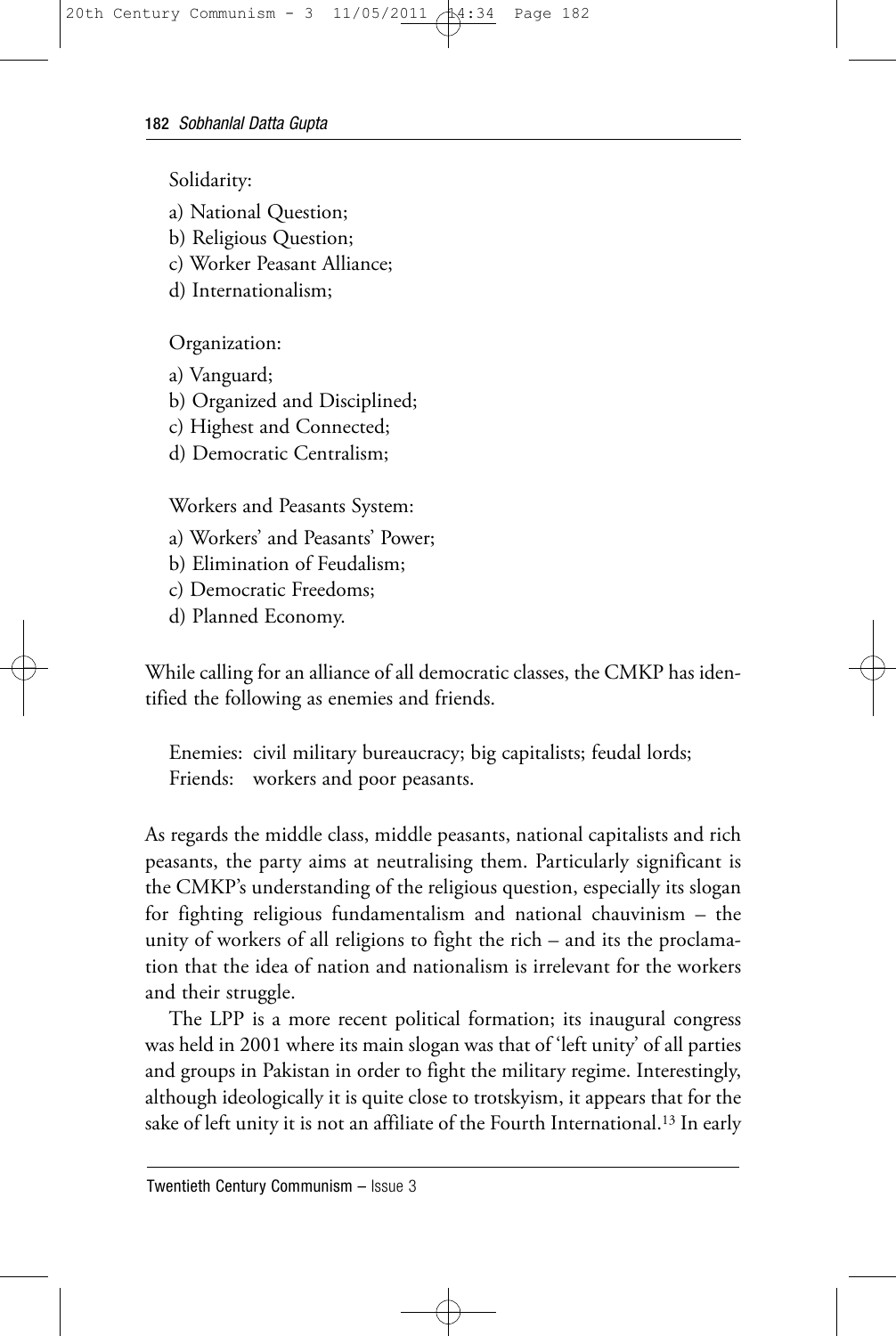Solidarity:

a) National Question;
b) Religious Question;
c) Worker Peasant Alliance;
d) Internationalism;

Organization:

a) Vanguard;
b) Organized and Disciplined;
c) Highest and Connected;
d) Democratic Centralism;

Workers and Peasants System:

a) Workers' and Peasants' Power;
b) Elimination of Feudalism;
c) Democratic Freedoms;
d) Planned Economy.

While calling for an alliance of all democratic classes, the CMKP has identified the following as enemies and friends.

Enemies: civil military bureaucracy; big capitalists; feudal lords;
Friends: workers and poor peasants.

As regards the middle class, middle peasants, national capitalists and rich peasants, the party aims at neutralising them. Particularly significant is the CMKP's understanding of the religious question, especially its slogan for fighting religious fundamentalism and national chauvinism – the unity of workers of all religions to fight the rich – and its the proclamation that the idea of nation and nationalism is irrelevant for the workers and their struggle.

The LPP is a more recent political formation; its inaugural congress was held in 2001 where its main slogan was that of 'left unity' of all parties and groups in Pakistan in order to fight the military regime. Interestingly, although ideologically it is quite close to trotskyism, it appears that for the sake of left unity it is not an affiliate of the Fourth International.[13] In early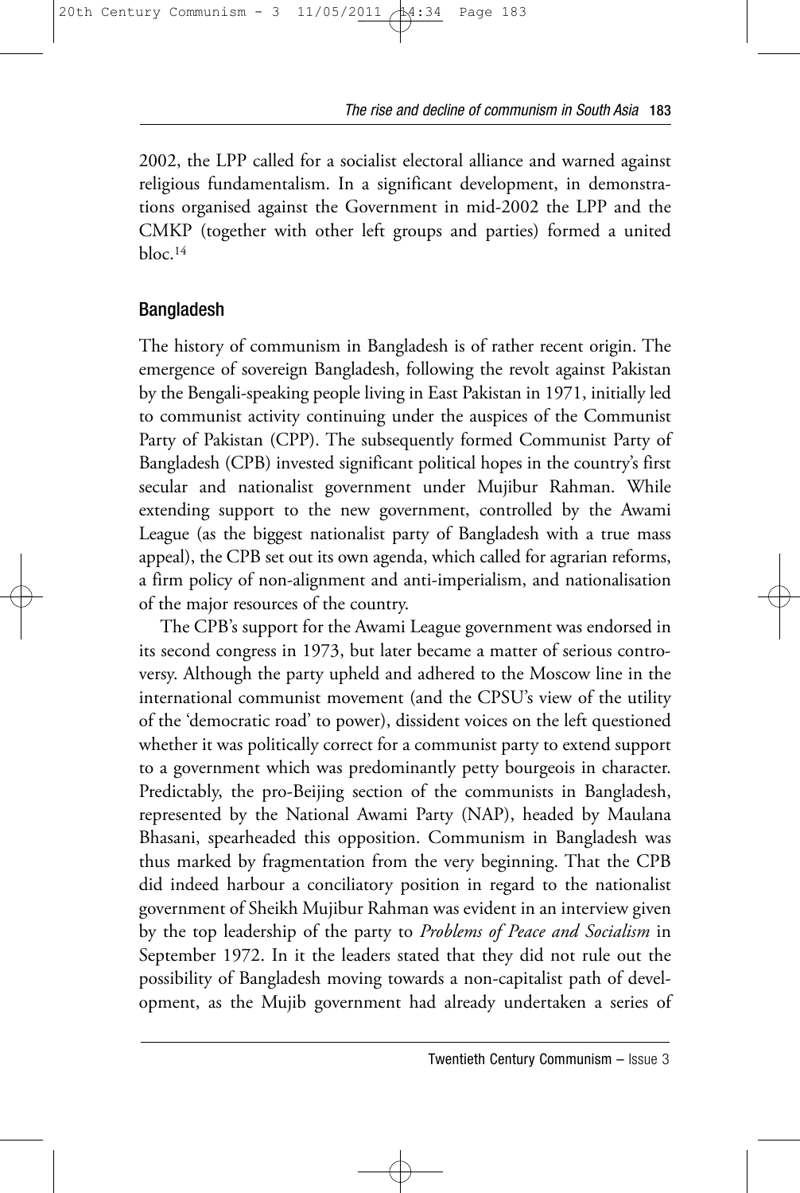2002, the LPP called for a socialist electoral alliance and warned against religious fundamentalism. In a significant development, in demonstrations organised against the Government in mid-2002 the LPP and the CMKP (together with other left groups and parties) formed a united bloc.[14]

## Bangladesh

The history of communism in Bangladesh is of rather recent origin. The emergence of sovereign Bangladesh, following the revolt against Pakistan by the Bengali-speaking people living in East Pakistan in 1971, initially led to communist activity continuing under the auspices of the Communist Party of Pakistan (CPP). The subsequently formed Communist Party of Bangladesh (CPB) invested significant political hopes in the country's first secular and nationalist government under Mujibur Rahman. While extending support to the new government, controlled by the Awami League (as the biggest nationalist party of Bangladesh with a true mass appeal), the CPB set out its own agenda, which called for agrarian reforms, a firm policy of non-alignment and anti-imperialism, and nationalisation of the major resources of the country.

The CPB's support for the Awami League government was endorsed in its second congress in 1973, but later became a matter of serious controversy. Although the party upheld and adhered to the Moscow line in the international communist movement (and the CPSU's view of the utility of the 'democratic road' to power), dissident voices on the left questioned whether it was politically correct for a communist party to extend support to a government which was predominantly petty bourgeois in character. Predictably, the pro-Beijing section of the communists in Bangladesh, represented by the National Awami Party (NAP), headed by Maulana Bhasani, spearheaded this opposition. Communism in Bangladesh was thus marked by fragmentation from the very beginning. That the CPB did indeed harbour a conciliatory position in regard to the nationalist government of Sheikh Mujibur Rahman was evident in an interview given by the top leadership of the party to *Problems of Peace and Socialism* in September 1972. In it the leaders stated that they did not rule out the possibility of Bangladesh moving towards a non-capitalist path of development, as the Mujib government had already undertaken a series of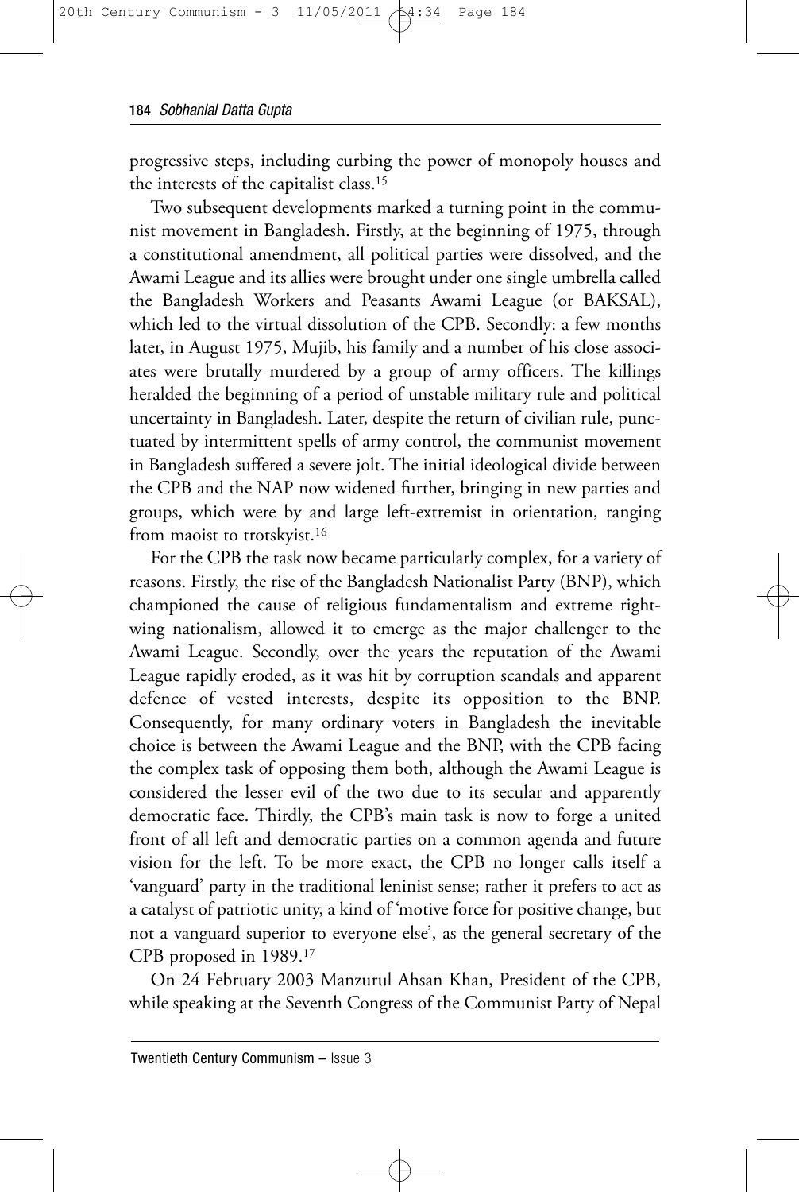progressive steps, including curbing the power of monopoly houses and the interests of the capitalist class.[15]

Two subsequent developments marked a turning point in the communist movement in Bangladesh. Firstly, at the beginning of 1975, through a constitutional amendment, all political parties were dissolved, and the Awami League and its allies were brought under one single umbrella called the Bangladesh Workers and Peasants Awami League (or BAKSAL), which led to the virtual dissolution of the CPB. Secondly: a few months later, in August 1975, Mujib, his family and a number of his close associates were brutally murdered by a group of army officers. The killings heralded the beginning of a period of unstable military rule and political uncertainty in Bangladesh. Later, despite the return of civilian rule, punctuated by intermittent spells of army control, the communist movement in Bangladesh suffered a severe jolt. The initial ideological divide between the CPB and the NAP now widened further, bringing in new parties and groups, which were by and large left-extremist in orientation, ranging from maoist to trotskyist.[16]

For the CPB the task now became particularly complex, for a variety of reasons. Firstly, the rise of the Bangladesh Nationalist Party (BNP), which championed the cause of religious fundamentalism and extreme right-wing nationalism, allowed it to emerge as the major challenger to the Awami League. Secondly, over the years the reputation of the Awami League rapidly eroded, as it was hit by corruption scandals and apparent defence of vested interests, despite its opposition to the BNP. Consequently, for many ordinary voters in Bangladesh the inevitable choice is between the Awami League and the BNP, with the CPB facing the complex task of opposing them both, although the Awami League is considered the lesser evil of the two due to its secular and apparently democratic face. Thirdly, the CPB's main task is now to forge a united front of all left and democratic parties on a common agenda and future vision for the left. To be more exact, the CPB no longer calls itself a 'vanguard' party in the traditional leninist sense; rather it prefers to act as a catalyst of patriotic unity, a kind of 'motive force for positive change, but not a vanguard superior to everyone else', as the general secretary of the CPB proposed in 1989.[17]

On 24 February 2003 Manzurul Ahsan Khan, President of the CPB, while speaking at the Seventh Congress of the Communist Party of Nepal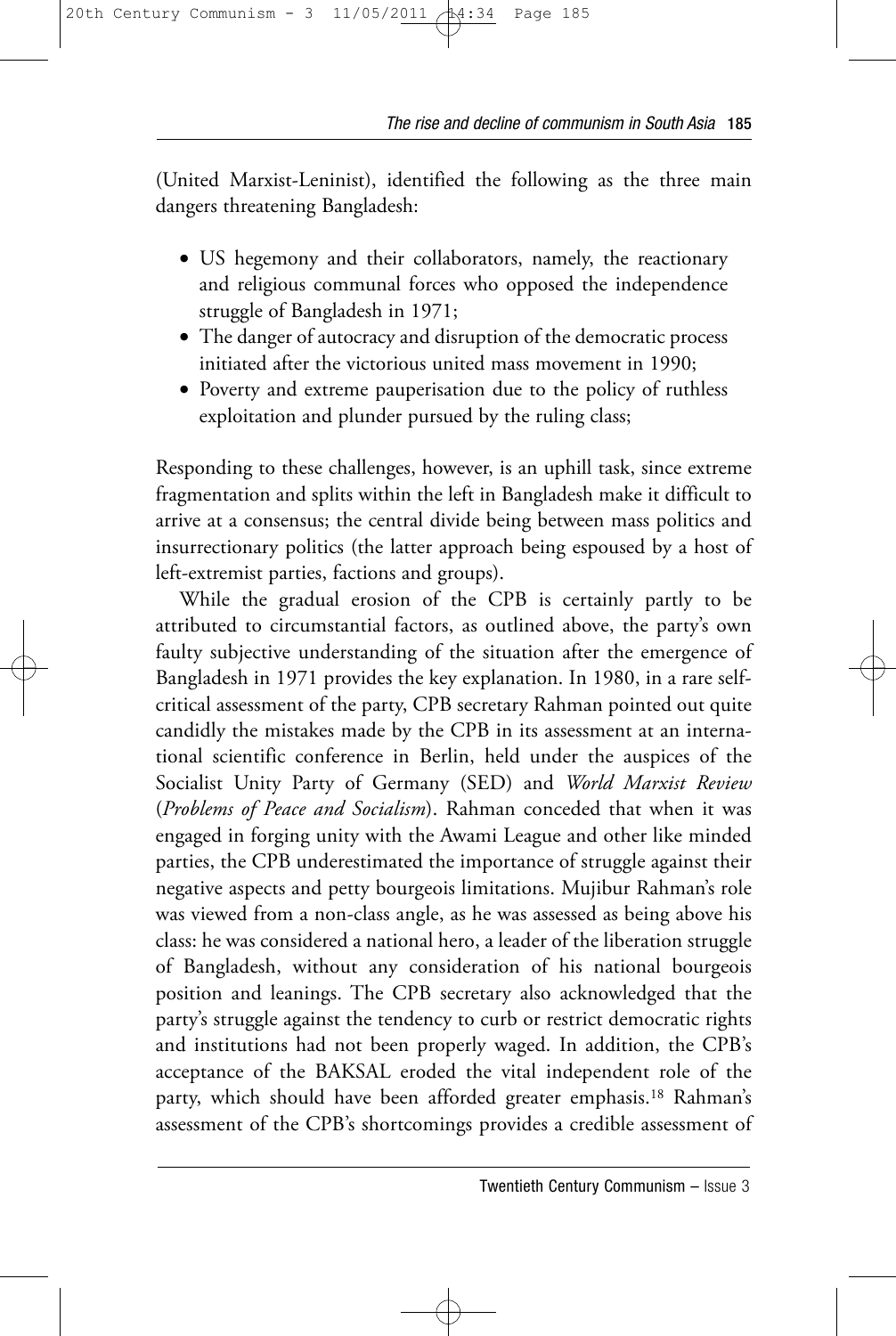(United Marxist-Leninist), identified the following as the three main dangers threatening Bangladesh:

- US hegemony and their collaborators, namely, the reactionary and religious communal forces who opposed the independence struggle of Bangladesh in 1971;
- The danger of autocracy and disruption of the democratic process initiated after the victorious united mass movement in 1990;
- Poverty and extreme pauperisation due to the policy of ruthless exploitation and plunder pursued by the ruling class;

Responding to these challenges, however, is an uphill task, since extreme fragmentation and splits within the left in Bangladesh make it difficult to arrive at a consensus; the central divide being between mass politics and insurrectionary politics (the latter approach being espoused by a host of left-extremist parties, factions and groups).

While the gradual erosion of the CPB is certainly partly to be attributed to circumstantial factors, as outlined above, the party's own faulty subjective understanding of the situation after the emergence of Bangladesh in 1971 provides the key explanation. In 1980, in a rare self-critical assessment of the party, CPB secretary Rahman pointed out quite candidly the mistakes made by the CPB in its assessment at an international scientific conference in Berlin, held under the auspices of the Socialist Unity Party of Germany (SED) and *World Marxist Review* (*Problems of Peace and Socialism*). Rahman conceded that when it was engaged in forging unity with the Awami League and other like minded parties, the CPB underestimated the importance of struggle against their negative aspects and petty bourgeois limitations. Mujibur Rahman's role was viewed from a non-class angle, as he was assessed as being above his class: he was considered a national hero, a leader of the liberation struggle of Bangladesh, without any consideration of his national bourgeois position and leanings. The CPB secretary also acknowledged that the party's struggle against the tendency to curb or restrict democratic rights and institutions had not been properly waged. In addition, the CPB's acceptance of the BAKSAL eroded the vital independent role of the party, which should have been afforded greater emphasis.[18] Rahman's assessment of the CPB's shortcomings provides a credible assessment of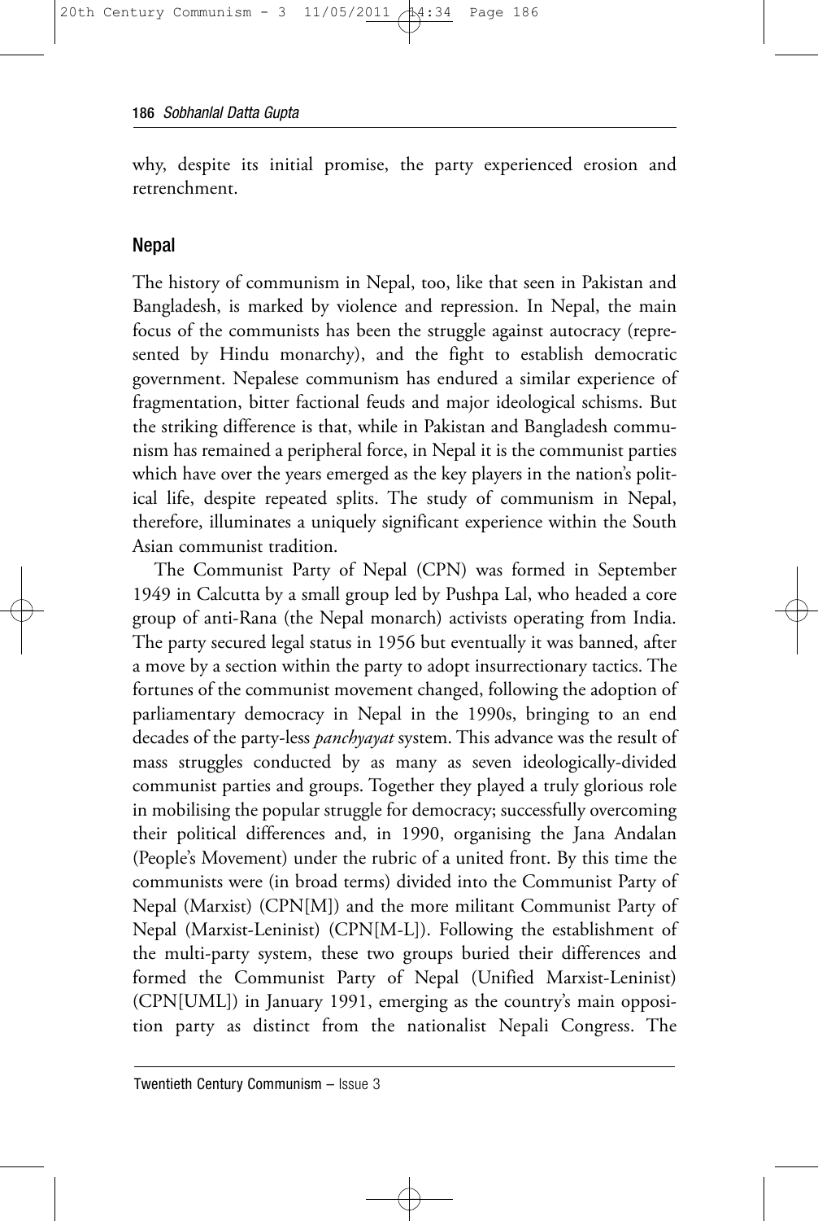why, despite its initial promise, the party experienced erosion and retrenchment.

## Nepal

The history of communism in Nepal, too, like that seen in Pakistan and Bangladesh, is marked by violence and repression. In Nepal, the main focus of the communists has been the struggle against autocracy (represented by Hindu monarchy), and the fight to establish democratic government. Nepalese communism has endured a similar experience of fragmentation, bitter factional feuds and major ideological schisms. But the striking difference is that, while in Pakistan and Bangladesh communism has remained a peripheral force, in Nepal it is the communist parties which have over the years emerged as the key players in the nation's political life, despite repeated splits. The study of communism in Nepal, therefore, illuminates a uniquely significant experience within the South Asian communist tradition.

The Communist Party of Nepal (CPN) was formed in September 1949 in Calcutta by a small group led by Pushpa Lal, who headed a core group of anti-Rana (the Nepal monarch) activists operating from India. The party secured legal status in 1956 but eventually it was banned, after a move by a section within the party to adopt insurrectionary tactics. The fortunes of the communist movement changed, following the adoption of parliamentary democracy in Nepal in the 1990s, bringing to an end decades of the party-less *panchyayat* system. This advance was the result of mass struggles conducted by as many as seven ideologically-divided communist parties and groups. Together they played a truly glorious role in mobilising the popular struggle for democracy; successfully overcoming their political differences and, in 1990, organising the Jana Andalan (People's Movement) under the rubric of a united front. By this time the communists were (in broad terms) divided into the Communist Party of Nepal (Marxist) (CPN[M]) and the more militant Communist Party of Nepal (Marxist-Leninist) (CPN[M-L]). Following the establishment of the multi-party system, these two groups buried their differences and formed the Communist Party of Nepal (Unified Marxist-Leninist) (CPN[UML]) in January 1991, emerging as the country's main opposition party as distinct from the nationalist Nepali Congress. The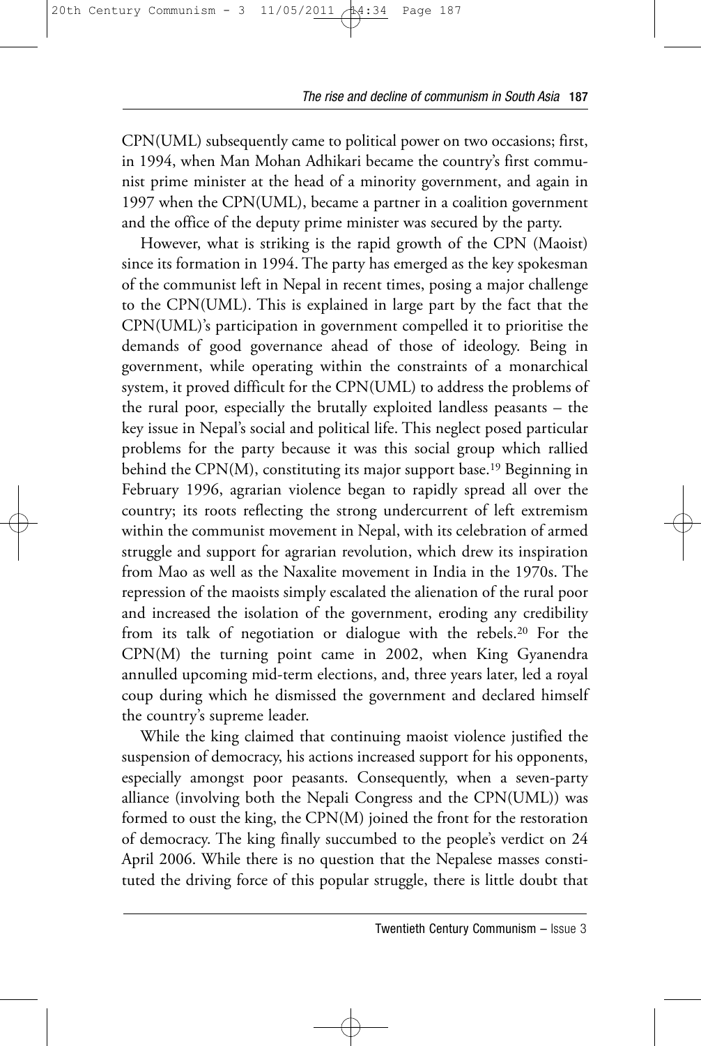CPN(UML) subsequently came to political power on two occasions; first, in 1994, when Man Mohan Adhikari became the country's first communist prime minister at the head of a minority government, and again in 1997 when the CPN(UML), became a partner in a coalition government and the office of the deputy prime minister was secured by the party.

However, what is striking is the rapid growth of the CPN (Maoist) since its formation in 1994. The party has emerged as the key spokesman of the communist left in Nepal in recent times, posing a major challenge to the CPN(UML). This is explained in large part by the fact that the CPN(UML)'s participation in government compelled it to prioritise the demands of good governance ahead of those of ideology. Being in government, while operating within the constraints of a monarchical system, it proved difficult for the CPN(UML) to address the problems of the rural poor, especially the brutally exploited landless peasants – the key issue in Nepal's social and political life. This neglect posed particular problems for the party because it was this social group which rallied behind the CPN(M), constituting its major support base.[19] Beginning in February 1996, agrarian violence began to rapidly spread all over the country; its roots reflecting the strong undercurrent of left extremism within the communist movement in Nepal, with its celebration of armed struggle and support for agrarian revolution, which drew its inspiration from Mao as well as the Naxalite movement in India in the 1970s. The repression of the maoists simply escalated the alienation of the rural poor and increased the isolation of the government, eroding any credibility from its talk of negotiation or dialogue with the rebels.[20] For the CPN(M) the turning point came in 2002, when King Gyanendra annulled upcoming mid-term elections, and, three years later, led a royal coup during which he dismissed the government and declared himself the country's supreme leader.

While the king claimed that continuing maoist violence justified the suspension of democracy, his actions increased support for his opponents, especially amongst poor peasants. Consequently, when a seven-party alliance (involving both the Nepali Congress and the CPN(UML)) was formed to oust the king, the CPN(M) joined the front for the restoration of democracy. The king finally succumbed to the people's verdict on 24 April 2006. While there is no question that the Nepalese masses constituted the driving force of this popular struggle, there is little doubt that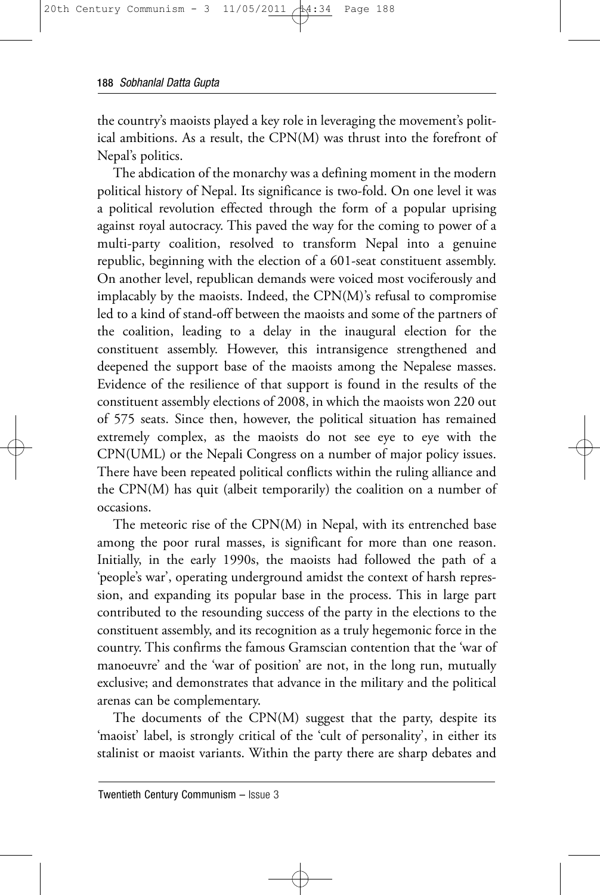the country's maoists played a key role in leveraging the movement's political ambitions. As a result, the CPN(M) was thrust into the forefront of Nepal's politics.

The abdication of the monarchy was a defining moment in the modern political history of Nepal. Its significance is two-fold. On one level it was a political revolution effected through the form of a popular uprising against royal autocracy. This paved the way for the coming to power of a multi-party coalition, resolved to transform Nepal into a genuine republic, beginning with the election of a 601-seat constituent assembly. On another level, republican demands were voiced most vociferously and implacably by the maoists. Indeed, the CPN(M)'s refusal to compromise led to a kind of stand-off between the maoists and some of the partners of the coalition, leading to a delay in the inaugural election for the constituent assembly. However, this intransigence strengthened and deepened the support base of the maoists among the Nepalese masses. Evidence of the resilience of that support is found in the results of the constituent assembly elections of 2008, in which the maoists won 220 out of 575 seats. Since then, however, the political situation has remained extremely complex, as the maoists do not see eye to eye with the CPN(UML) or the Nepali Congress on a number of major policy issues. There have been repeated political conflicts within the ruling alliance and the CPN(M) has quit (albeit temporarily) the coalition on a number of occasions.

The meteoric rise of the CPN(M) in Nepal, with its entrenched base among the poor rural masses, is significant for more than one reason. Initially, in the early 1990s, the maoists had followed the path of a 'people's war', operating underground amidst the context of harsh repression, and expanding its popular base in the process. This in large part contributed to the resounding success of the party in the elections to the constituent assembly, and its recognition as a truly hegemonic force in the country. This confirms the famous Gramscian contention that the 'war of manoeuvre' and the 'war of position' are not, in the long run, mutually exclusive; and demonstrates that advance in the military and the political arenas can be complementary.

The documents of the CPN(M) suggest that the party, despite its 'maoist' label, is strongly critical of the 'cult of personality', in either its stalinist or maoist variants. Within the party there are sharp debates and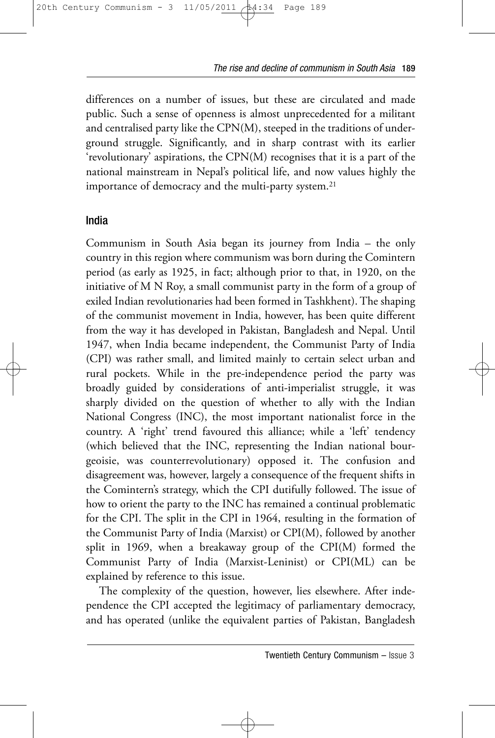differences on a number of issues, but these are circulated and made public. Such a sense of openness is almost unprecedented for a militant and centralised party like the CPN(M), steeped in the traditions of underground struggle. Significantly, and in sharp contrast with its earlier 'revolutionary' aspirations, the CPN(M) recognises that it is a part of the national mainstream in Nepal's political life, and now values highly the importance of democracy and the multi-party system.[21]

## India

Communism in South Asia began its journey from India – the only country in this region where communism was born during the Comintern period (as early as 1925, in fact; although prior to that, in 1920, on the initiative of M N Roy, a small communist party in the form of a group of exiled Indian revolutionaries had been formed in Tashkhent). The shaping of the communist movement in India, however, has been quite different from the way it has developed in Pakistan, Bangladesh and Nepal. Until 1947, when India became independent, the Communist Party of India (CPI) was rather small, and limited mainly to certain select urban and rural pockets. While in the pre-independence period the party was broadly guided by considerations of anti-imperialist struggle, it was sharply divided on the question of whether to ally with the Indian National Congress (INC), the most important nationalist force in the country. A 'right' trend favoured this alliance; while a 'left' tendency (which believed that the INC, representing the Indian national bourgeoisie, was counterrevolutionary) opposed it. The confusion and disagreement was, however, largely a consequence of the frequent shifts in the Comintern's strategy, which the CPI dutifully followed. The issue of how to orient the party to the INC has remained a continual problematic for the CPI. The split in the CPI in 1964, resulting in the formation of the Communist Party of India (Marxist) or CPI(M), followed by another split in 1969, when a breakaway group of the CPI(M) formed the Communist Party of India (Marxist-Leninist) or CPI(ML) can be explained by reference to this issue.

The complexity of the question, however, lies elsewhere. After independence the CPI accepted the legitimacy of parliamentary democracy, and has operated (unlike the equivalent parties of Pakistan, Bangladesh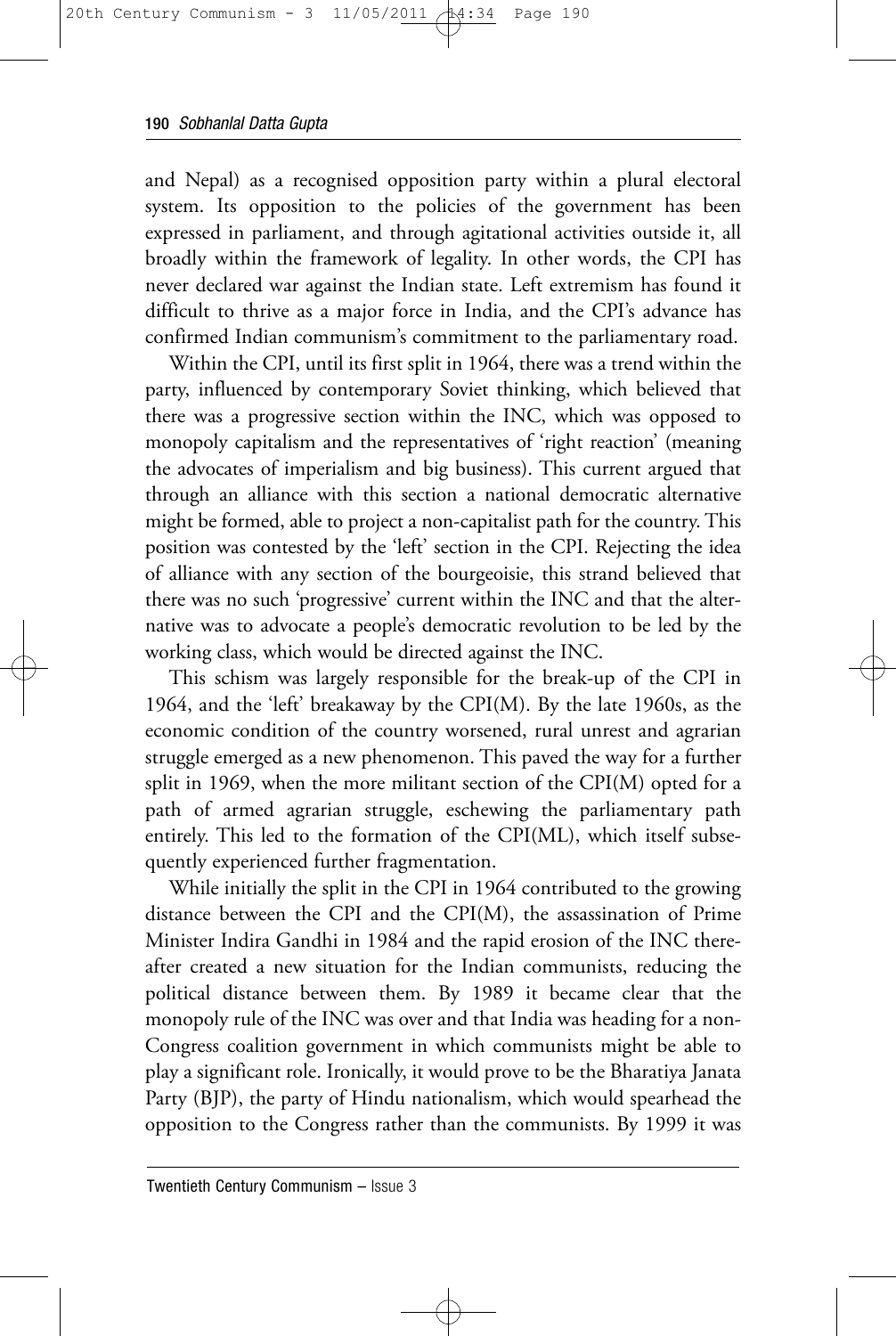and Nepal) as a recognised opposition party within a plural electoral system. Its opposition to the policies of the government has been expressed in parliament, and through agitational activities outside it, all broadly within the framework of legality. In other words, the CPI has never declared war against the Indian state. Left extremism has found it difficult to thrive as a major force in India, and the CPI's advance has confirmed Indian communism's commitment to the parliamentary road.

Within the CPI, until its first split in 1964, there was a trend within the party, influenced by contemporary Soviet thinking, which believed that there was a progressive section within the INC, which was opposed to monopoly capitalism and the representatives of 'right reaction' (meaning the advocates of imperialism and big business). This current argued that through an alliance with this section a national democratic alternative might be formed, able to project a non-capitalist path for the country. This position was contested by the 'left' section in the CPI. Rejecting the idea of alliance with any section of the bourgeoisie, this strand believed that there was no such 'progressive' current within the INC and that the alternative was to advocate a people's democratic revolution to be led by the working class, which would be directed against the INC.

This schism was largely responsible for the break-up of the CPI in 1964, and the 'left' breakaway by the CPI(M). By the late 1960s, as the economic condition of the country worsened, rural unrest and agrarian struggle emerged as a new phenomenon. This paved the way for a further split in 1969, when the more militant section of the CPI(M) opted for a path of armed agrarian struggle, eschewing the parliamentary path entirely. This led to the formation of the CPI(ML), which itself subsequently experienced further fragmentation.

While initially the split in the CPI in 1964 contributed to the growing distance between the CPI and the CPI(M), the assassination of Prime Minister Indira Gandhi in 1984 and the rapid erosion of the INC thereafter created a new situation for the Indian communists, reducing the political distance between them. By 1989 it became clear that the monopoly rule of the INC was over and that India was heading for a non-Congress coalition government in which communists might be able to play a significant role. Ironically, it would prove to be the Bharatiya Janata Party (BJP), the party of Hindu nationalism, which would spearhead the opposition to the Congress rather than the communists. By 1999 it was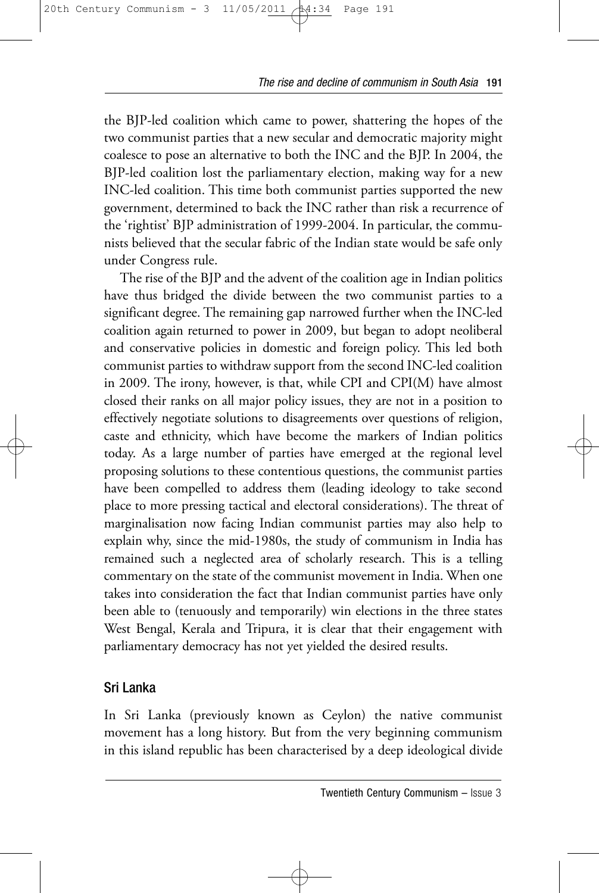the BJP-led coalition which came to power, shattering the hopes of the two communist parties that a new secular and democratic majority might coalesce to pose an alternative to both the INC and the BJP. In 2004, the BJP-led coalition lost the parliamentary election, making way for a new INC-led coalition. This time both communist parties supported the new government, determined to back the INC rather than risk a recurrence of the 'rightist' BJP administration of 1999-2004. In particular, the communists believed that the secular fabric of the Indian state would be safe only under Congress rule.

The rise of the BJP and the advent of the coalition age in Indian politics have thus bridged the divide between the two communist parties to a significant degree. The remaining gap narrowed further when the INC-led coalition again returned to power in 2009, but began to adopt neoliberal and conservative policies in domestic and foreign policy. This led both communist parties to withdraw support from the second INC-led coalition in 2009. The irony, however, is that, while CPI and CPI(M) have almost closed their ranks on all major policy issues, they are not in a position to effectively negotiate solutions to disagreements over questions of religion, caste and ethnicity, which have become the markers of Indian politics today. As a large number of parties have emerged at the regional level proposing solutions to these contentious questions, the communist parties have been compelled to address them (leading ideology to take second place to more pressing tactical and electoral considerations). The threat of marginalisation now facing Indian communist parties may also help to explain why, since the mid-1980s, the study of communism in India has remained such a neglected area of scholarly research. This is a telling commentary on the state of the communist movement in India. When one takes into consideration the fact that Indian communist parties have only been able to (tenuously and temporarily) win elections in the three states West Bengal, Kerala and Tripura, it is clear that their engagement with parliamentary democracy has not yet yielded the desired results.

## Sri Lanka

In Sri Lanka (previously known as Ceylon) the native communist movement has a long history. But from the very beginning communism in this island republic has been characterised by a deep ideological divide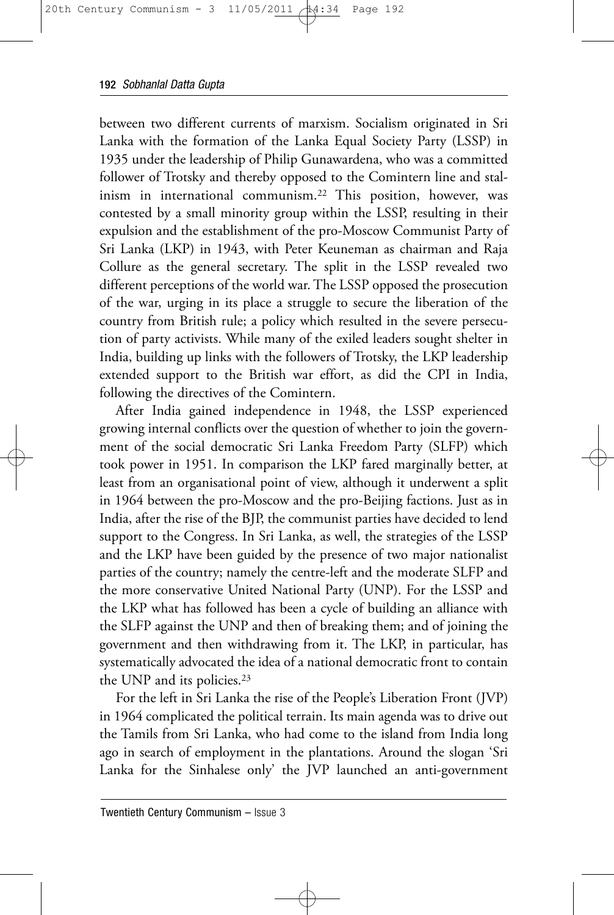between two different currents of marxism. Socialism originated in Sri Lanka with the formation of the Lanka Equal Society Party (LSSP) in 1935 under the leadership of Philip Gunawardena, who was a committed follower of Trotsky and thereby opposed to the Comintern line and stalinism in international communism.[22] This position, however, was contested by a small minority group within the LSSP, resulting in their expulsion and the establishment of the pro-Moscow Communist Party of Sri Lanka (LKP) in 1943, with Peter Keuneman as chairman and Raja Collure as the general secretary. The split in the LSSP revealed two different perceptions of the world war. The LSSP opposed the prosecution of the war, urging in its place a struggle to secure the liberation of the country from British rule; a policy which resulted in the severe persecution of party activists. While many of the exiled leaders sought shelter in India, building up links with the followers of Trotsky, the LKP leadership extended support to the British war effort, as did the CPI in India, following the directives of the Comintern.

After India gained independence in 1948, the LSSP experienced growing internal conflicts over the question of whether to join the government of the social democratic Sri Lanka Freedom Party (SLFP) which took power in 1951. In comparison the LKP fared marginally better, at least from an organisational point of view, although it underwent a split in 1964 between the pro-Moscow and the pro-Beijing factions. Just as in India, after the rise of the BJP, the communist parties have decided to lend support to the Congress. In Sri Lanka, as well, the strategies of the LSSP and the LKP have been guided by the presence of two major nationalist parties of the country; namely the centre-left and the moderate SLFP and the more conservative United National Party (UNP). For the LSSP and the LKP what has followed has been a cycle of building an alliance with the SLFP against the UNP and then of breaking them; and of joining the government and then withdrawing from it. The LKP, in particular, has systematically advocated the idea of a national democratic front to contain the UNP and its policies.[23]

For the left in Sri Lanka the rise of the People's Liberation Front (JVP) in 1964 complicated the political terrain. Its main agenda was to drive out the Tamils from Sri Lanka, who had come to the island from India long ago in search of employment in the plantations. Around the slogan 'Sri Lanka for the Sinhalese only' the JVP launched an anti-government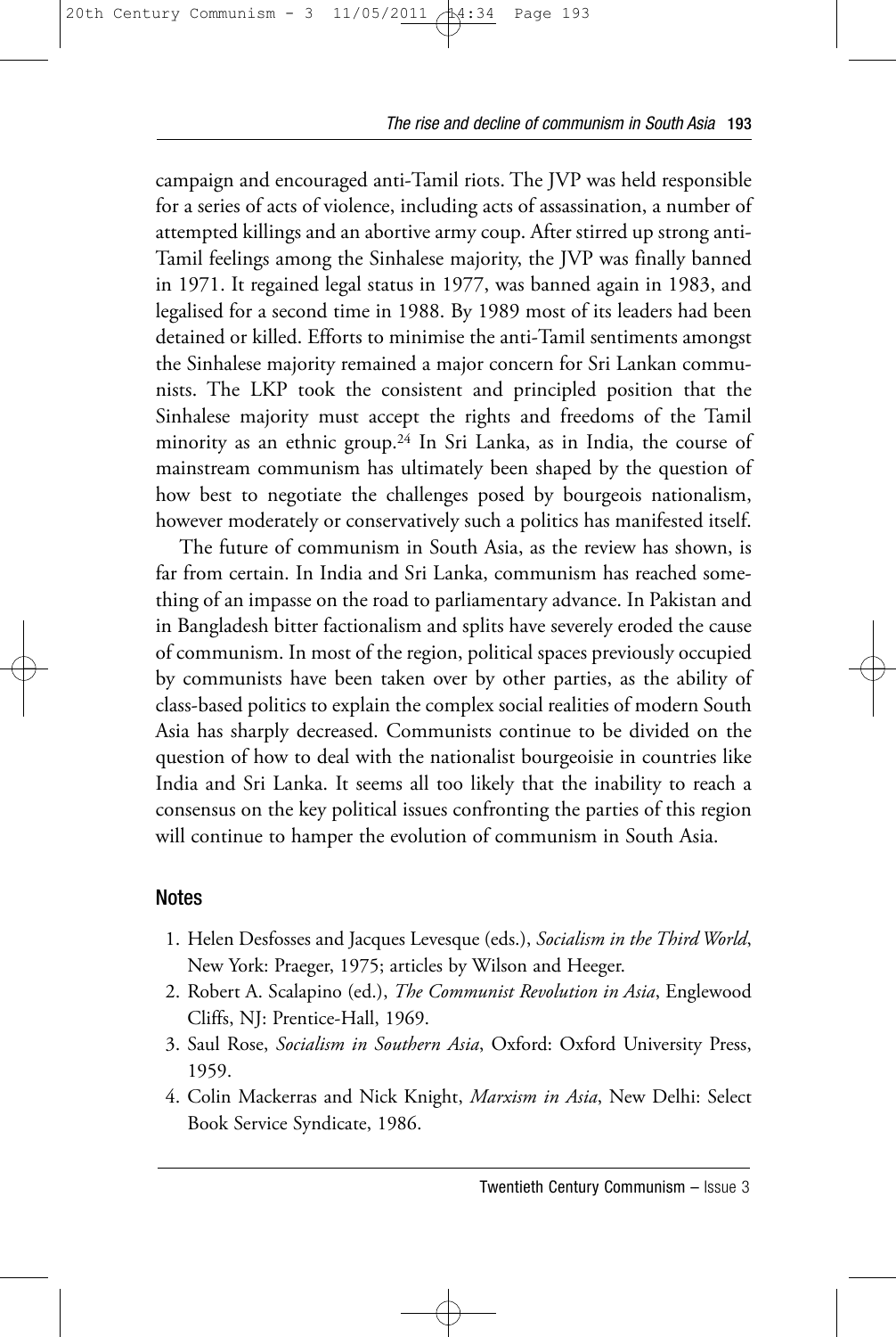campaign and encouraged anti-Tamil riots. The JVP was held responsible for a series of acts of violence, including acts of assassination, a number of attempted killings and an abortive army coup. After stirred up strong anti-Tamil feelings among the Sinhalese majority, the JVP was finally banned in 1971. It regained legal status in 1977, was banned again in 1983, and legalised for a second time in 1988. By 1989 most of its leaders had been detained or killed. Efforts to minimise the anti-Tamil sentiments amongst the Sinhalese majority remained a major concern for Sri Lankan communists. The LKP took the consistent and principled position that the Sinhalese majority must accept the rights and freedoms of the Tamil minority as an ethnic group.[24] In Sri Lanka, as in India, the course of mainstream communism has ultimately been shaped by the question of how best to negotiate the challenges posed by bourgeois nationalism, however moderately or conservatively such a politics has manifested itself.

The future of communism in South Asia, as the review has shown, is far from certain. In India and Sri Lanka, communism has reached something of an impasse on the road to parliamentary advance. In Pakistan and in Bangladesh bitter factionalism and splits have severely eroded the cause of communism. In most of the region, political spaces previously occupied by communists have been taken over by other parties, as the ability of class-based politics to explain the complex social realities of modern South Asia has sharply decreased. Communists continue to be divided on the question of how to deal with the nationalist bourgeoisie in countries like India and Sri Lanka. It seems all too likely that the inability to reach a consensus on the key political issues confronting the parties of this region will continue to hamper the evolution of communism in South Asia.

## Notes

1. Helen Desfosses and Jacques Levesque (eds.), *Socialism in the Third World*, New York: Praeger, 1975; articles by Wilson and Heeger.
2. Robert A. Scalapino (ed.), *The Communist Revolution in Asia*, Englewood Cliffs, NJ: Prentice-Hall, 1969.
3. Saul Rose, *Socialism in Southern Asia*, Oxford: Oxford University Press, 1959.
4. Colin Mackerras and Nick Knight, *Marxism in Asia*, New Delhi: Select Book Service Syndicate, 1986.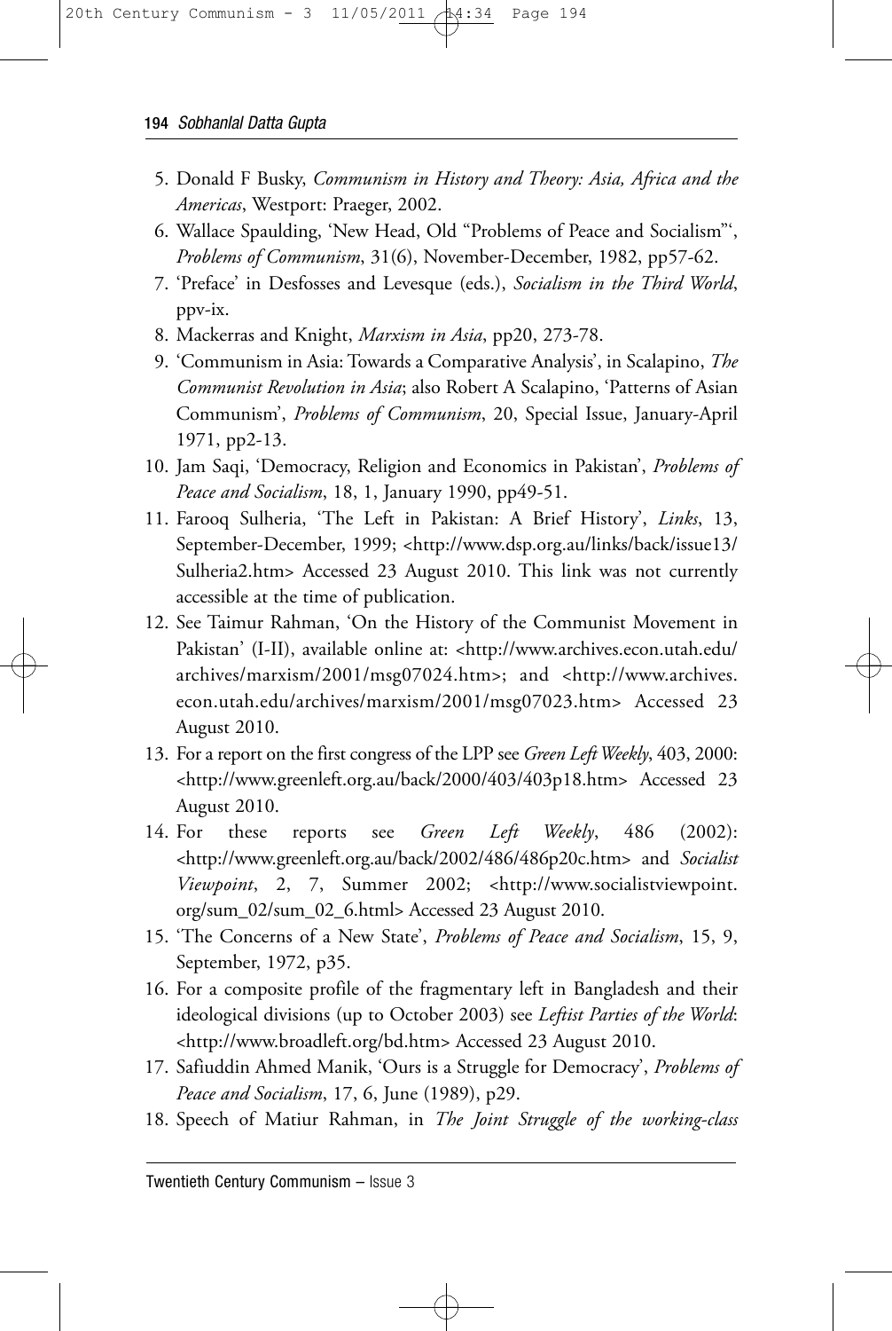5. Donald F Busky, *Communism in History and Theory: Asia, Africa and the Americas*, Westport: Praeger, 2002.
6. Wallace Spaulding, 'New Head, Old "Problems of Peace and Socialism"', *Problems of Communism*, 31(6), November-December, 1982, pp57-62.
7. 'Preface' in Desfosses and Levesque (eds.), *Socialism in the Third World*, ppv-ix.
8. Mackerras and Knight, *Marxism in Asia*, pp20, 273-78.
9. 'Communism in Asia: Towards a Comparative Analysis', in Scalapino, *The Communist Revolution in Asia*; also Robert A Scalapino, 'Patterns of Asian Communism', *Problems of Communism*, 20, Special Issue, January-April 1971, pp2-13.
10. Jam Saqi, 'Democracy, Religion and Economics in Pakistan', *Problems of Peace and Socialism*, 18, 1, January 1990, pp49-51.
11. Farooq Sulheria, 'The Left in Pakistan: A Brief History', *Links*, 13, September-December, 1999; <http://www.dsp.org.au/links/back/issue13/Sulheria2.htm> Accessed 23 August 2010. This link was not currently accessible at the time of publication.
12. See Taimur Rahman, 'On the History of the Communist Movement in Pakistan' (I-II), available online at: <http://www.archives.econ.utah.edu/archives/marxism/2001/msg07024.htm>; and <http://www.archives.econ.utah.edu/archives/marxism/2001/msg07023.htm> Accessed 23 August 2010.
13. For a report on the first congress of the LPP see *Green Left Weekly*, 403, 2000: <http://www.greenleft.org.au/back/2000/403/403p18.htm> Accessed 23 August 2010.
14. For these reports see *Green Left Weekly*, 486 (2002): <http://www.greenleft.org.au/back/2002/486/486p20c.htm> and *Socialist Viewpoint*, 2, 7, Summer 2002; <http://www.socialistviewpoint.org/sum_02/sum_02_6.html> Accessed 23 August 2010.
15. 'The Concerns of a New State', *Problems of Peace and Socialism*, 15, 9, September, 1972, p35.
16. For a composite profile of the fragmentary left in Bangladesh and their ideological divisions (up to October 2003) see *Leftist Parties of the World*: <http://www.broadleft.org/bd.htm> Accessed 23 August 2010.
17. Safiuddin Ahmed Manik, 'Ours is a Struggle for Democracy', *Problems of Peace and Socialism*, 17, 6, June (1989), p29.
18. Speech of Matiur Rahman, in *The Joint Struggle of the working-class*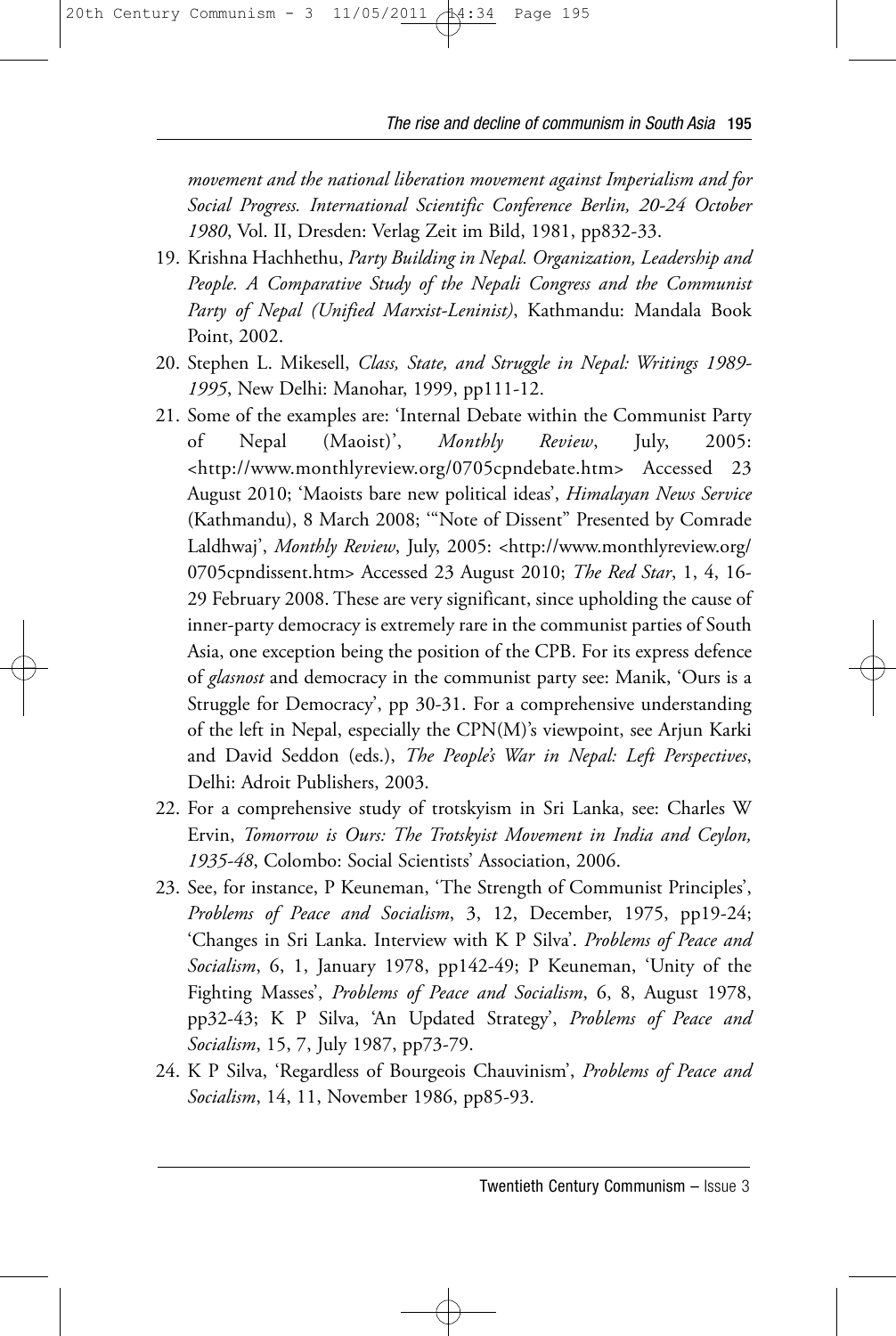*movement and the national liberation movement against Imperialism and for Social Progress. International Scientific Conference Berlin, 20-24 October 1980*, Vol. II, Dresden: Verlag Zeit im Bild, 1981, pp832-33.

19. Krishna Hachhethu, *Party Building in Nepal. Organization, Leadership and People. A Comparative Study of the Nepali Congress and the Communist Party of Nepal (Unified Marxist-Leninist)*, Kathmandu: Mandala Book Point, 2002.
20. Stephen L. Mikesell, *Class, State, and Struggle in Nepal: Writings 1989-1995*, New Delhi: Manohar, 1999, pp111-12.
21. Some of the examples are: 'Internal Debate within the Communist Party of Nepal (Maoist)', *Monthly Review*, July, 2005: <http://www.monthlyreview.org/0705cpndebate.htm> Accessed 23 August 2010; 'Maoists bare new political ideas', *Himalayan News Service* (Kathmandu), 8 March 2008; '"Note of Dissent" Presented by Comrade Laldhwaj', *Monthly Review*, July, 2005: <http://www.monthlyreview.org/0705cpndissent.htm> Accessed 23 August 2010; *The Red Star*, 1, 4, 16-29 February 2008. These are very significant, since upholding the cause of inner-party democracy is extremely rare in the communist parties of South Asia, one exception being the position of the CPB. For its express defence of *glasnost* and democracy in the communist party see: Manik, 'Ours is a Struggle for Democracy', pp 30-31. For a comprehensive understanding of the left in Nepal, especially the CPN(M)'s viewpoint, see Arjun Karki and David Seddon (eds.), *The People's War in Nepal: Left Perspectives*, Delhi: Adroit Publishers, 2003.
22. For a comprehensive study of trotskyism in Sri Lanka, see: Charles W Ervin, *Tomorrow is Ours: The Trotskyist Movement in India and Ceylon, 1935-48*, Colombo: Social Scientists' Association, 2006.
23. See, for instance, P Keuneman, 'The Strength of Communist Principles', *Problems of Peace and Socialism*, 3, 12, December, 1975, pp19-24; 'Changes in Sri Lanka. Interview with K P Silva'. *Problems of Peace and Socialism*, 6, 1, January 1978, pp142-49; P Keuneman, 'Unity of the Fighting Masses', *Problems of Peace and Socialism*, 6, 8, August 1978, pp32-43; K P Silva, 'An Updated Strategy', *Problems of Peace and Socialism*, 15, 7, July 1987, pp73-79.
24. K P Silva, 'Regardless of Bourgeois Chauvinism', *Problems of Peace and Socialism*, 14, 11, November 1986, pp85-93.